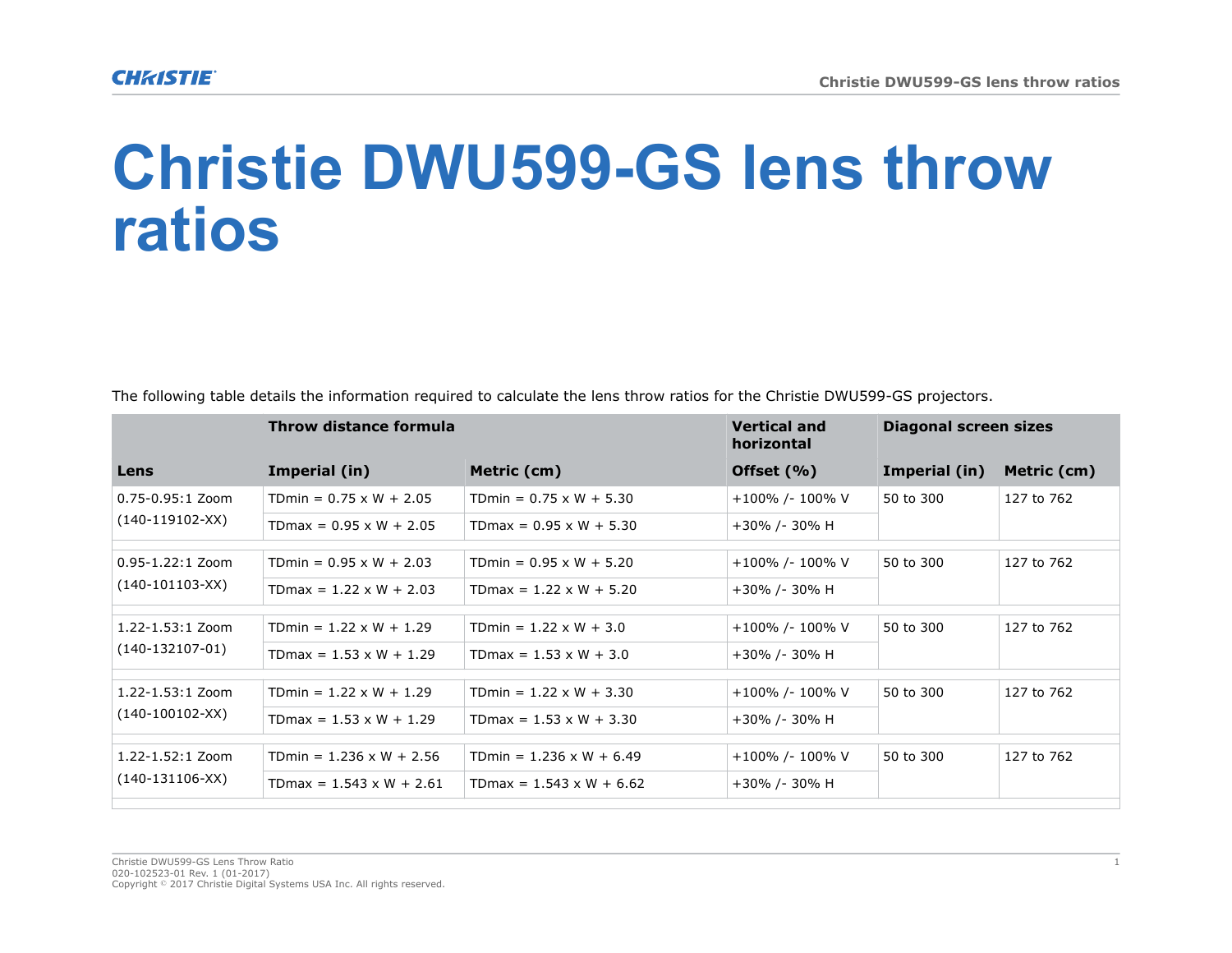# Christie DWU599-GS lens throw ratios

The following table details the information required to calculate the lens throw ratios for the Christie DWU599-GS projectors.

| | Throw distance formula | | Vertical and horizontal | Diagonal screen sizes | |
|---|---|---|---|---|---|
| **Lens** | **Imperial (in)** | **Metric (cm)** | **Offset (%)** | **Imperial (in)** | **Metric (cm)** |
| 0.75-0.95:1 Zoom (140-119102-XX) | TDmin = 0.75 x W + 2.05 | TDmin = 0.75 x W + 5.30 | +100% /- 100% V | 50 to 300 | 127 to 762 |
| | TDmax = 0.95 x W + 2.05 | TDmax = 0.95 x W + 5.30 | +30% /- 30% H | | |
| 0.95-1.22:1 Zoom (140-101103-XX) | TDmin = 0.95 x W + 2.03 | TDmin = 0.95 x W + 5.20 | +100% /- 100% V | 50 to 300 | 127 to 762 |
| | TDmax = 1.22 x W + 2.03 | TDmax = 1.22 x W + 5.20 | +30% /- 30% H | | |
| 1.22-1.53:1 Zoom (140-132107-01) | TDmin = 1.22 x W + 1.29 | TDmin = 1.22 x W + 3.0 | +100% /- 100% V | 50 to 300 | 127 to 762 |
| | TDmax = 1.53 x W + 1.29 | TDmax = 1.53 x W + 3.0 | +30% /- 30% H | | |
| 1.22-1.53:1 Zoom (140-100102-XX) | TDmin = 1.22 x W + 1.29 | TDmin = 1.22 x W + 3.30 | +100% /- 100% V | 50 to 300 | 127 to 762 |
| | TDmax = 1.53 x W + 1.29 | TDmax = 1.53 x W + 3.30 | +30% /- 30% H | | |
| 1.22-1.52:1 Zoom (140-131106-XX) | TDmin = 1.236 x W + 2.56 | TDmin = 1.236 x W + 6.49 | +100% /- 100% V | 50 to 300 | 127 to 762 |
| | TDmax = 1.543 x W + 2.61 | TDmax = 1.543 x W + 6.62 | +30% /- 30% H | | |

Christie DWU599-GS Lens Throw Ratio
020-102523-01 Rev. 1 (01-2017)
Copyright © 2017 Christie Digital Systems USA Inc. All rights reserved.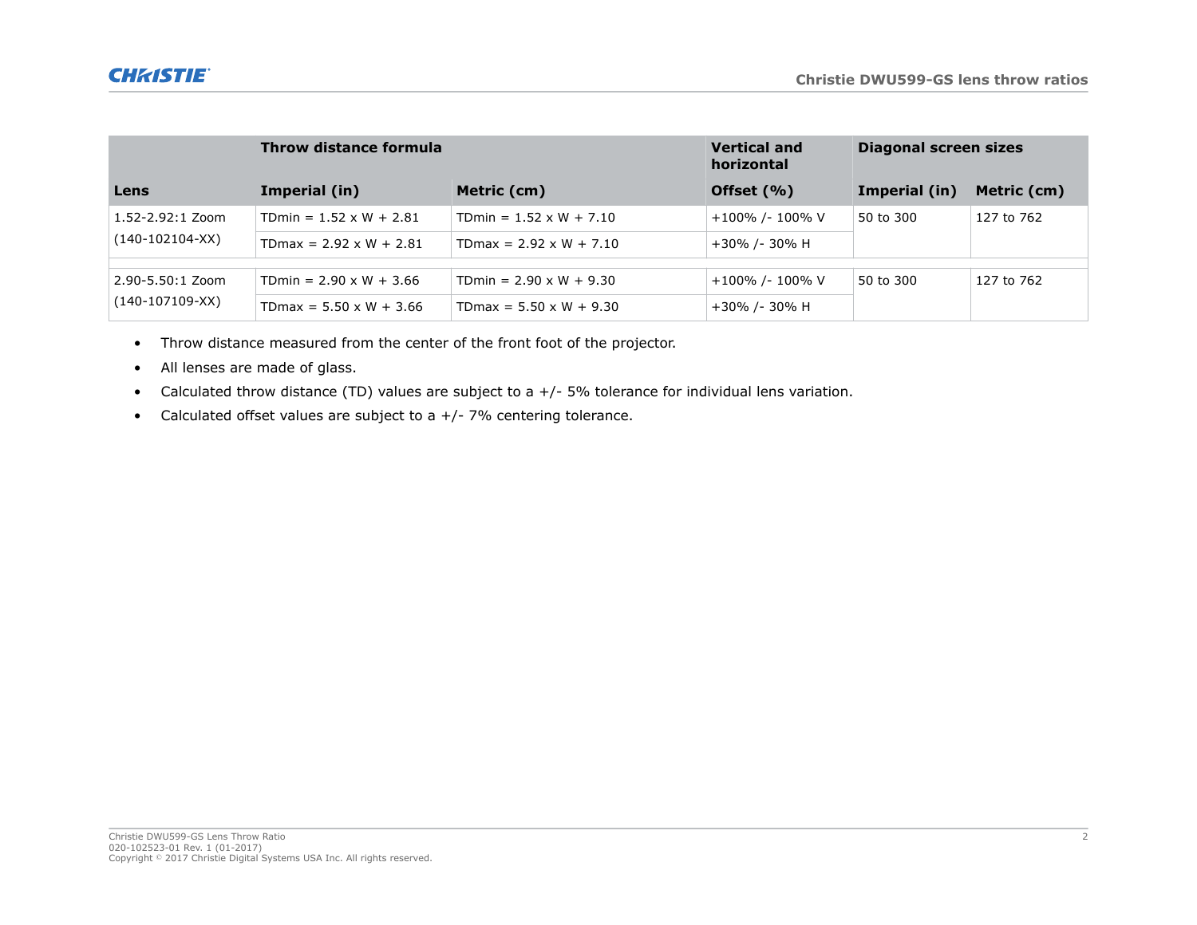| | Throw distance formula | | Vertical and horizontal | Diagonal screen sizes | |
|---|---|---|---|---|---|
| Lens | Imperial (in) | Metric (cm) | Offset (%) | Imperial (in) | Metric (cm) |
| 1.52-2.92:1 Zoom (140-102104-XX) | TDmin = 1.52 x W + 2.81 | TDmin = 1.52 x W + 7.10 | +100% /- 100% V | 50 to 300 | 127 to 762 |
| | TDmax = 2.92 x W + 2.81 | TDmax = 2.92 x W + 7.10 | +30% /- 30% H | | |
| 2.90-5.50:1 Zoom (140-107109-XX) | TDmin = 2.90 x W + 3.66 | TDmin = 2.90 x W + 9.30 | +100% /- 100% V | 50 to 300 | 127 to 762 |
| | TDmax = 5.50 x W + 3.66 | TDmax = 5.50 x W + 9.30 | +30% /- 30% H | | |

- Throw distance measured from the center of the front foot of the projector.
- All lenses are made of glass.
- Calculated throw distance (TD) values are subject to a +/- 5% tolerance for individual lens variation.
- Calculated offset values are subject to a +/- 7% centering tolerance.